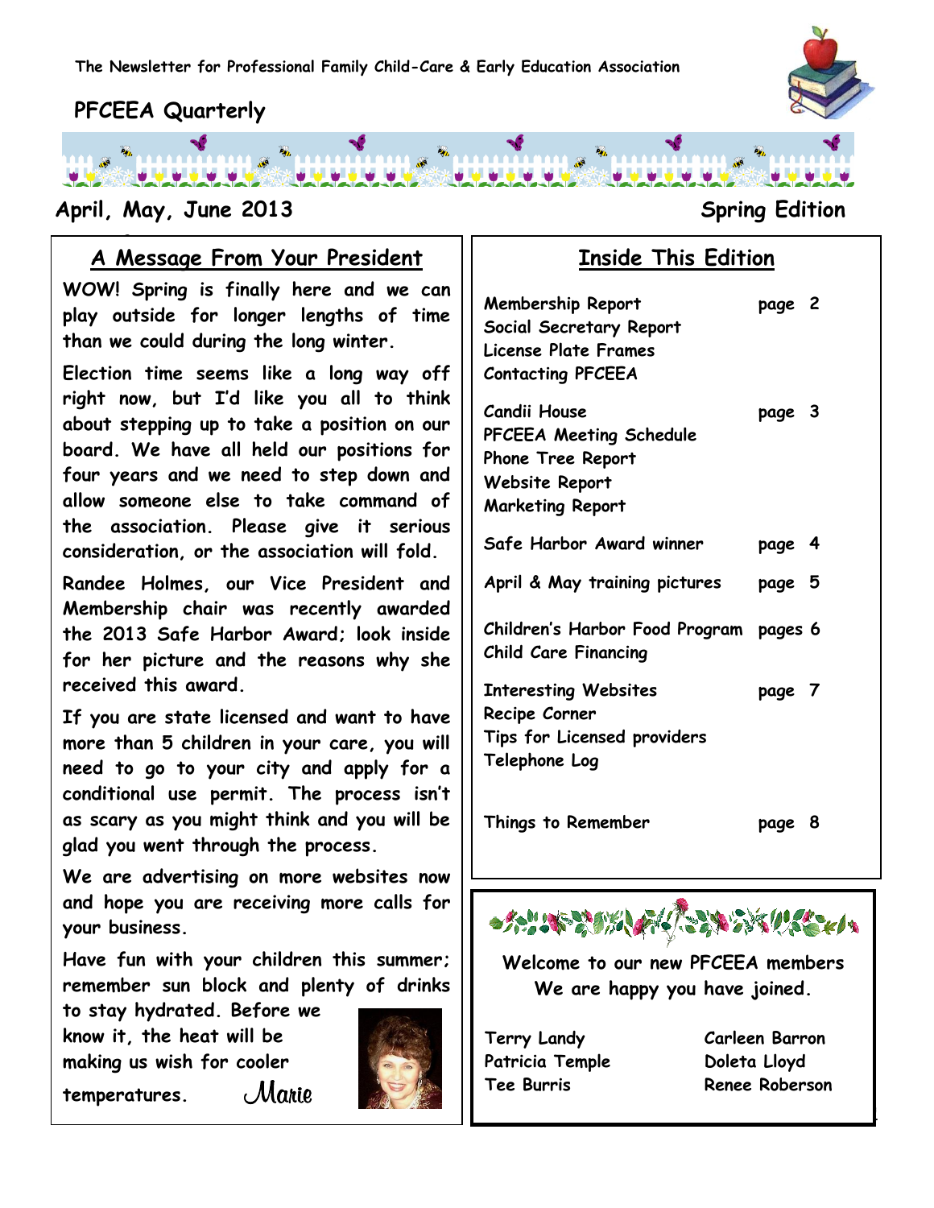The Newsletter for Professional Family Child-Care & Early Education Association

# PFCEEA Quarterly

**April, May, June 2013** **Spring Edition**

## A Message From Your President

WOW! Spring is finally here and we can play outside for longer lengths of time than we could during the long winter.

Election time seems like a long way off right now, but I'd like you all to think about stepping up to take a position on our board. We have all held our positions for four years and we need to step down and allow someone else to take command of the association. Please give it serious consideration, or the association will fold.

Randee Holmes, our Vice President and Membership chair was recently awarded the 2013 Safe Harbor Award; look inside for her picture and the reasons why she received this award.

If you are state licensed and want to have more than 5 children in your care, you will need to go to your city and apply for a conditional use permit. The process isn't as scary as you might think and you will be glad you went through the process.

We are advertising on more websites now and hope you are receiving more calls for your business.

Have fun with your children this summer; remember sun block and plenty of drinks to stay hydrated. Before we know it, the heat will be making us wish for cooler temperatures.

*Marie*

## Inside This Edition

| | |
|---|---|
| Membership Report<br>Social Secretary Report<br>License Plate Frames<br>Contacting PFCEEA | page 2 |
| Candii House<br>PFCEEA Meeting Schedule<br>Phone Tree Report<br>Website Report<br>Marketing Report | page 3 |
| Safe Harbor Award winner | page 4 |
| April & May training pictures | page 5 |
| Children's Harbor Food Program<br>Child Care Financing | pages 6 |
| Interesting Websites<br>Recipe Corner<br>Tips for Licensed providers<br>Telephone Log | page 7 |
| Things to Remember | page 8 |

**Welcome to our new PFCEEA members**
**We are happy you have joined.**

| | |
|---|---|
| Terry Landy | Carleen Barron |
| Patricia Temple | Doleta Lloyd |
| Tee Burris | Renee Roberson |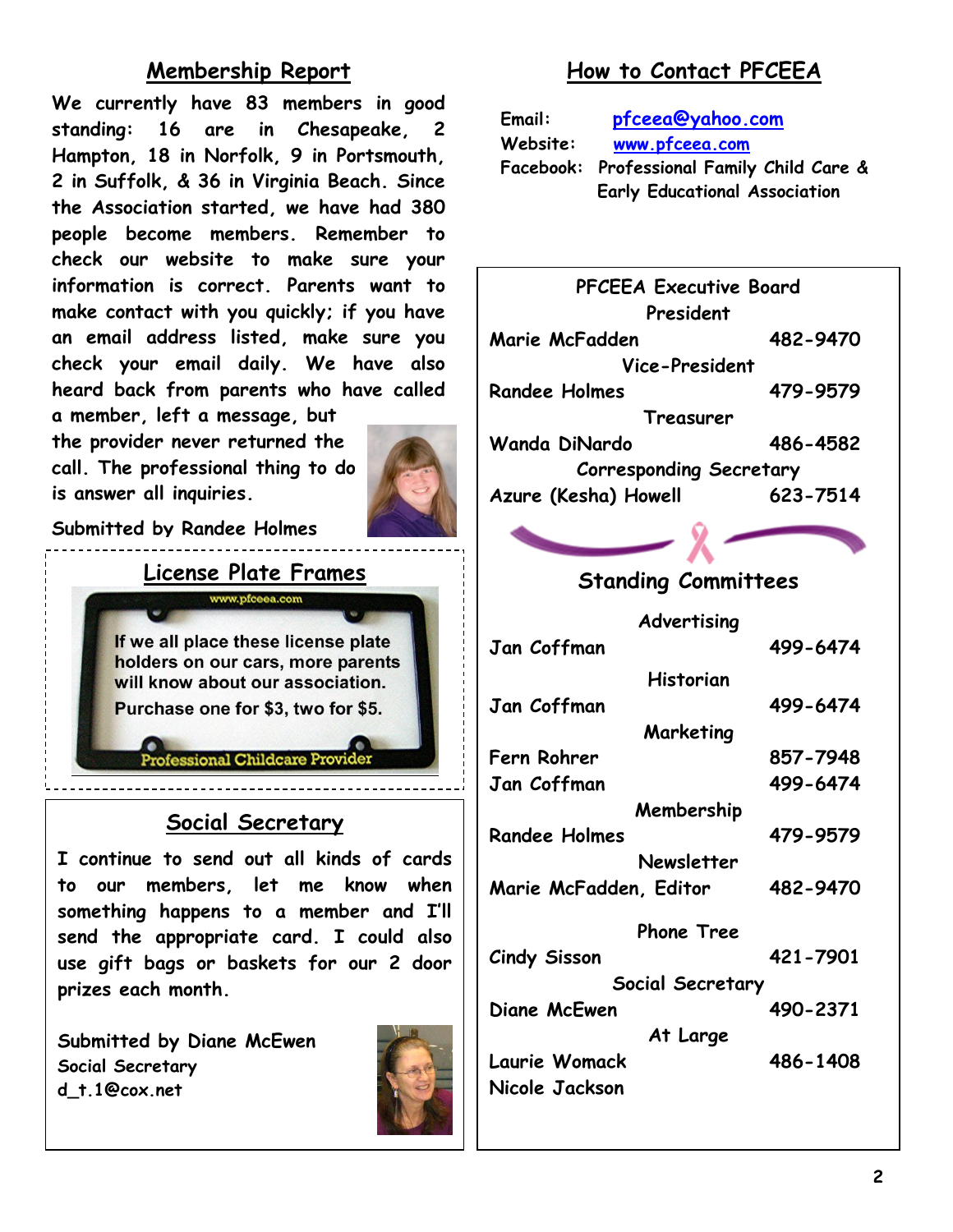## Membership Report

We currently have 83 members in good standing: 16 are in Chesapeake, 2 Hampton, 18 in Norfolk, 9 in Portsmouth, 2 in Suffolk, & 36 in Virginia Beach. Since the Association started, we have had 380 people become members. Remember to check our website to make sure your information is correct. Parents want to make contact with you quickly; if you have an email address listed, make sure you check your email daily. We have also heard back from parents who have called a member, left a message, but the provider never returned the call. The professional thing to do is answer all inquiries.

Submitted by Randee Holmes

## License Plate Frames

www.pfceea.com

If we all place these license plate holders on our cars, more parents will know about our association.

Purchase one for $3, two for $5.

Professional Childcare Provider

## Social Secretary

I continue to send out all kinds of cards to our members, let me know when something happens to a member and I'll send the appropriate card. I could also use gift bags or baskets for our 2 door prizes each month.

Submitted by Diane McEwen
Social Secretary
d_t.1@cox.net

## How to Contact PFCEEA

Email: pfceea@yahoo.com
Website: www.pfceea.com
Facebook: Professional Family Child Care & Early Educational Association

### PFCEEA Executive Board

**President**
Marie McFadden 482-9470

**Vice-President**
Randee Holmes 479-9579

**Treasurer**
Wanda DiNardo 486-4582

**Corresponding Secretary**
Azure (Kesha) Howell 623-7514

### Standing Committees

**Advertising**
Jan Coffman 499-6474

**Historian**
Jan Coffman 499-6474

**Marketing**
Fern Rohrer 857-7948
Jan Coffman 499-6474

**Membership**
Randee Holmes 479-9579

**Newsletter**
Marie McFadden, Editor 482-9470

**Phone Tree**
Cindy Sisson 421-7901

**Social Secretary**
Diane McEwen 490-2371

**At Large**
Laurie Womack 486-1408
Nicole Jackson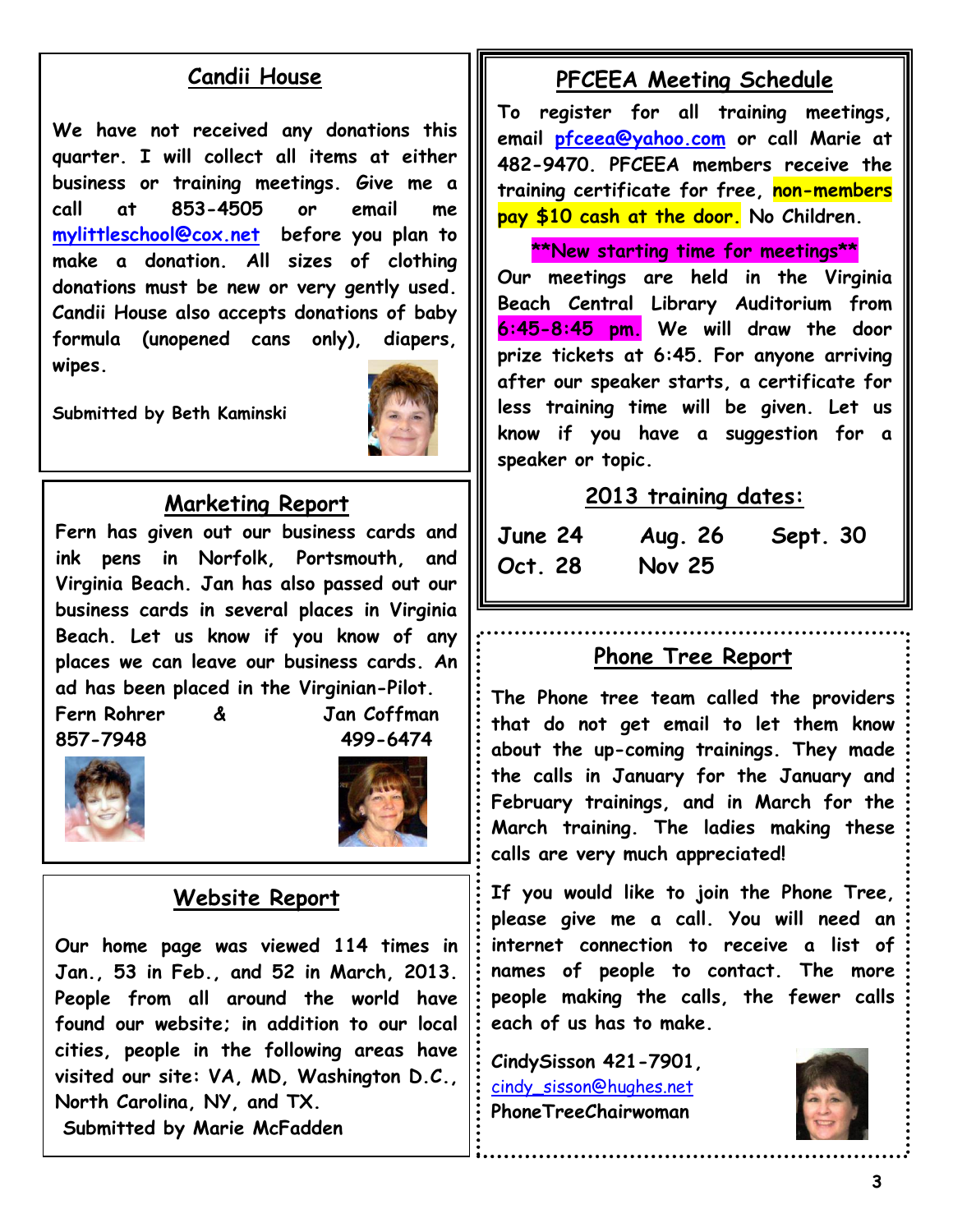## Candii House

We have not received any donations this quarter. I will collect all items at either business or training meetings. Give me a call at 853-4505 or email me mylittleschool@cox.net before you plan to make a donation. All sizes of clothing donations must be new or very gently used. Candii House also accepts donations of baby formula (unopened cans only), diapers, wipes.

Submitted by Beth Kaminski

## Marketing Report

Fern has given out our business cards and ink pens in Norfolk, Portsmouth, and Virginia Beach. Jan has also passed out our business cards in several places in Virginia Beach. Let us know if you know of any places we can leave our business cards. An ad has been placed in the Virginian-Pilot.

Fern Rohrer & Jan Coffman
857-7948 499-6474

## Website Report

Our home page was viewed 114 times in Jan., 53 in Feb., and 52 in March, 2013. People from all around the world have found our website; in addition to our local cities, people in the following areas have visited our site: VA, MD, Washington D.C., North Carolina, NY, and TX.

Submitted by Marie McFadden

## PFCEEA Meeting Schedule

To register for all training meetings, email pfceea@yahoo.com or call Marie at 482-9470. PFCEEA members receive the training certificate for free, **non-members pay $10 cash at the door.** No Children.

**\*\*New starting time for meetings\*\***

Our meetings are held in the Virginia Beach Central Library Auditorium from **6:45-8:45 pm.** We will draw the door prize tickets at 6:45. For anyone arriving after our speaker starts, a certificate for less training time will be given. Let us know if you have a suggestion for a speaker or topic.

### 2013 training dates:

June 24 Aug. 26 Sept. 30
Oct. 28 Nov 25

## Phone Tree Report

The Phone tree team called the providers that do not get email to let them know about the up-coming trainings. They made the calls in January for the January and February trainings, and in March for the March training. The ladies making these calls are very much appreciated!

If you would like to join the Phone Tree, please give me a call. You will need an internet connection to receive a list of names of people to contact. The more people making the calls, the fewer calls each of us has to make.

CindySisson 421-7901,
cindy_sisson@hughes.net
PhoneTreeChairwoman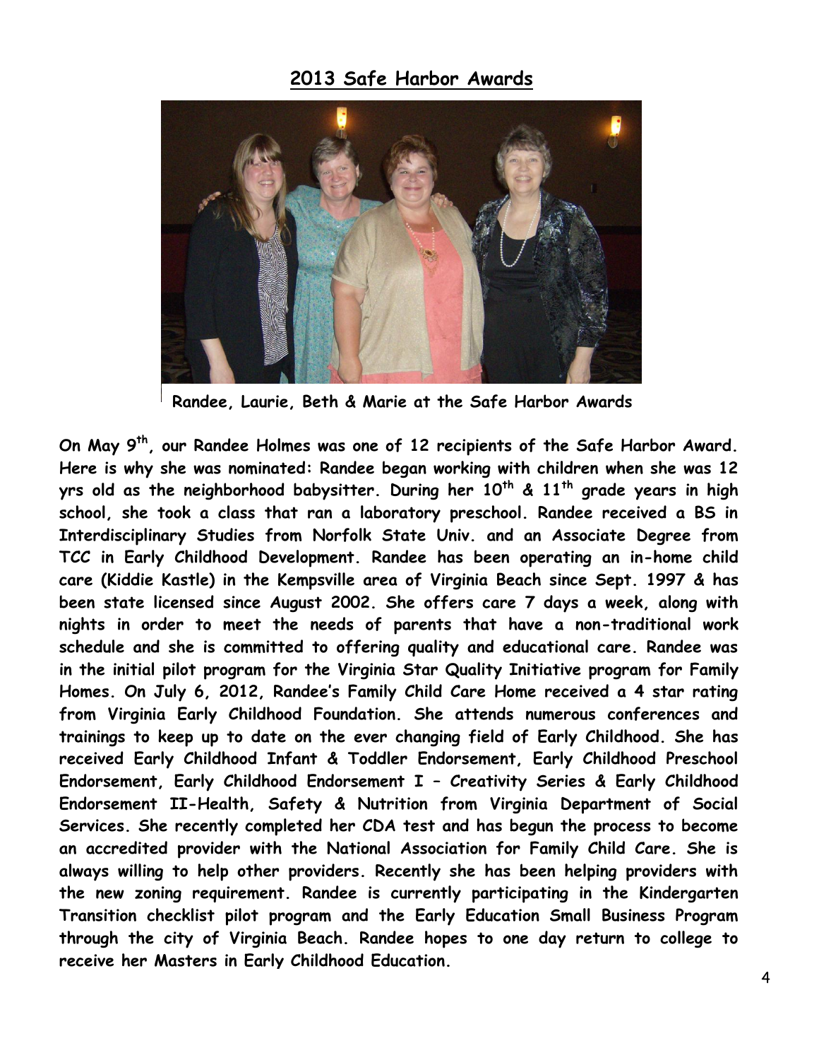## 2013 Safe Harbor Awards

Randee, Laurie, Beth & Marie at the Safe Harbor Awards

**On May 9th, our Randee Holmes was one of 12 recipients of the Safe Harbor Award. Here is why she was nominated: Randee began working with children when she was 12 yrs old as the neighborhood babysitter. During her 10th & 11th grade years in high school, she took a class that ran a laboratory preschool. Randee received a BS in Interdisciplinary Studies from Norfolk State Univ. and an Associate Degree from TCC in Early Childhood Development. Randee has been operating an in-home child care (Kiddie Kastle) in the Kempsville area of Virginia Beach since Sept. 1997 & has been state licensed since August 2002. She offers care 7 days a week, along with nights in order to meet the needs of parents that have a non-traditional work schedule and she is committed to offering quality and educational care. Randee was in the initial pilot program for the Virginia Star Quality Initiative program for Family Homes. On July 6, 2012, Randee's Family Child Care Home received a 4 star rating from Virginia Early Childhood Foundation. She attends numerous conferences and trainings to keep up to date on the ever changing field of Early Childhood. She has received Early Childhood Infant & Toddler Endorsement, Early Childhood Preschool Endorsement, Early Childhood Endorsement I – Creativity Series & Early Childhood Endorsement II-Health, Safety & Nutrition from Virginia Department of Social Services. She recently completed her CDA test and has begun the process to become an accredited provider with the National Association for Family Child Care. She is always willing to help other providers. Recently she has been helping providers with the new zoning requirement. Randee is currently participating in the Kindergarten Transition checklist pilot program and the Early Education Small Business Program through the city of Virginia Beach. Randee hopes to one day return to college to receive her Masters in Early Childhood Education.**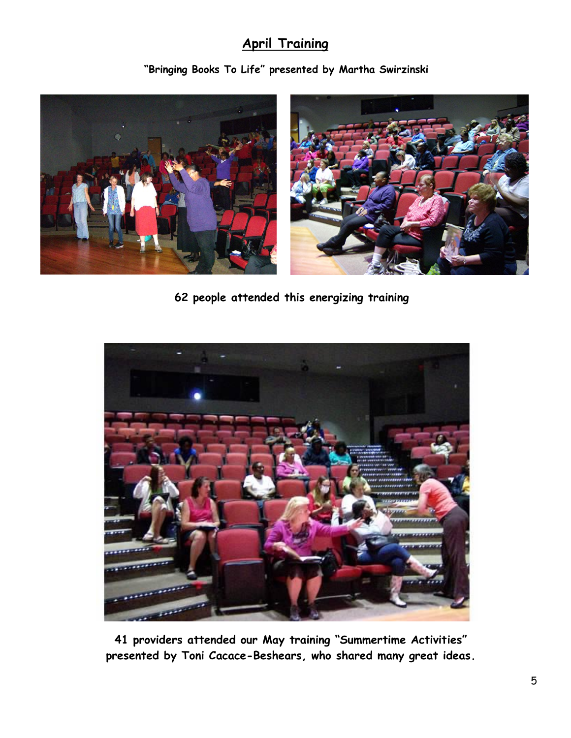## April Training

**"Bringing Books To Life" presented by Martha Swirzinski**

**62 people attended this energizing training**

**41 providers attended our May training "Summertime Activities" presented by Toni Cacace-Beshears, who shared many great ideas.**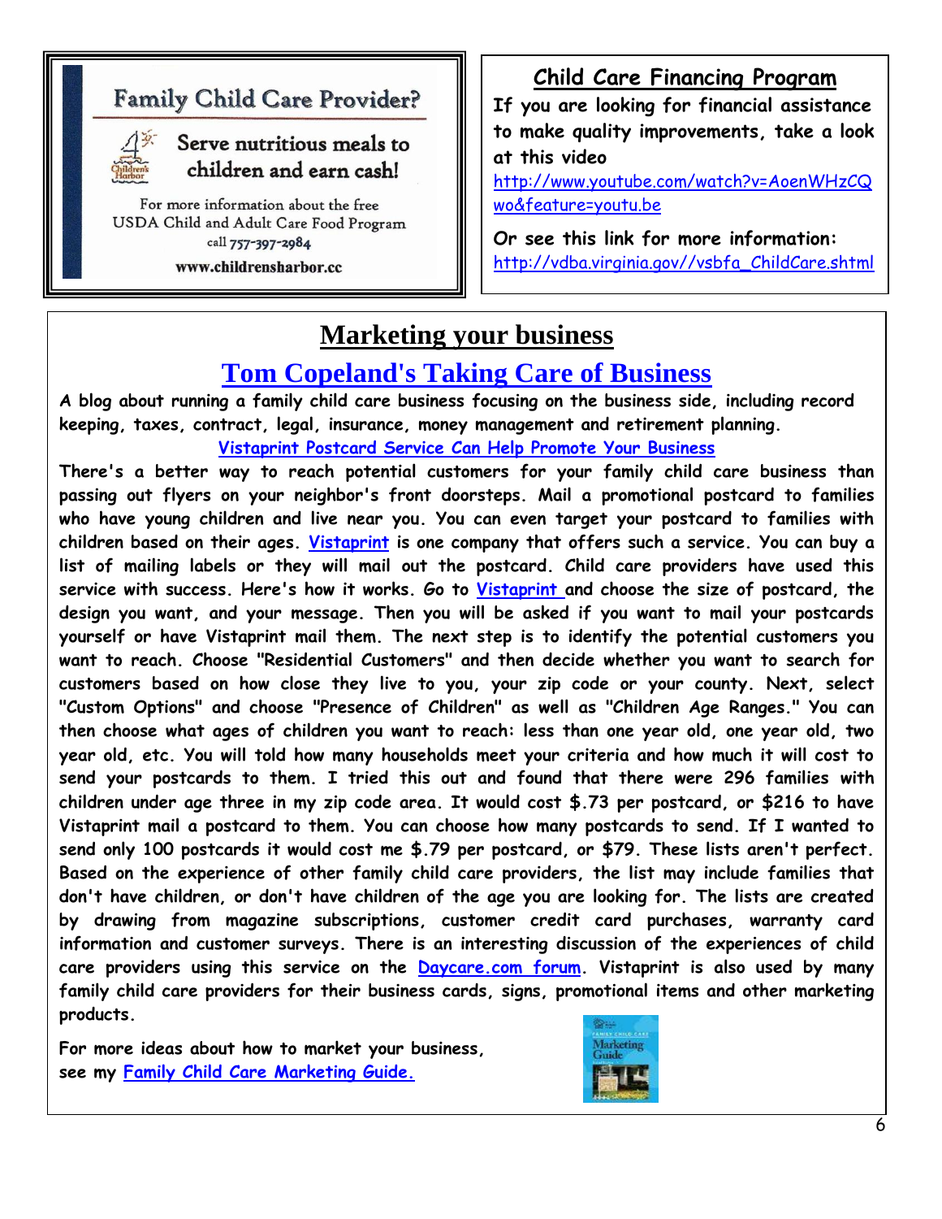## Family Child Care Provider?

**Serve nutritious meals to children and earn cash!**

For more information about the free USDA Child and Adult Care Food Program call 757-397-2984

**www.childrensharbor.cc**

## Child Care Financing Program

**If you are looking for financial assistance to make quality improvements, take a look at this video**

http://www.youtube.com/watch?v=AoenWHzCQwo&feature=youtu.be

**Or see this link for more information:**

http://vdba.virginia.gov//vsbfa_ChildCare.shtml

# Marketing your business

## Tom Copeland's Taking Care of Business

**A blog about running a family child care business focusing on the business side, including record keeping, taxes, contract, legal, insurance, money management and retirement planning.**

**Vistaprint Postcard Service Can Help Promote Your Business**

**There's a better way to reach potential customers for your family child care business than passing out flyers on your neighbor's front doorsteps. Mail a promotional postcard to families who have young children and live near you. You can even target your postcard to families with children based on their ages. Vistaprint is one company that offers such a service. You can buy a list of mailing labels or they will mail out the postcard. Child care providers have used this service with success. Here's how it works. Go to Vistaprint and choose the size of postcard, the design you want, and your message. Then you will be asked if you want to mail your postcards yourself or have Vistaprint mail them. The next step is to identify the potential customers you want to reach. Choose "Residential Customers" and then decide whether you want to search for customers based on how close they live to you, your zip code or your county. Next, select "Custom Options" and choose "Presence of Children" as well as "Children Age Ranges." You can then choose what ages of children you want to reach: less than one year old, one year old, two year old, etc. You will told how many households meet your criteria and how much it will cost to send your postcards to them. I tried this out and found that there were 296 families with children under age three in my zip code area. It would cost $.73 per postcard, or $216 to have Vistaprint mail a postcard to them. You can choose how many postcards to send. If I wanted to send only 100 postcards it would cost me $.79 per postcard, or $79. These lists aren't perfect. Based on the experience of other family child care providers, the list may include families that don't have children, or don't have children of the age you are looking for. The lists are created by drawing from magazine subscriptions, customer credit card purchases, warranty card information and customer surveys. There is an interesting discussion of the experiences of child care providers using this service on the Daycare.com forum. Vistaprint is also used by many family child care providers for their business cards, signs, promotional items and other marketing products.**

**For more ideas about how to market your business, see my Family Child Care Marketing Guide.**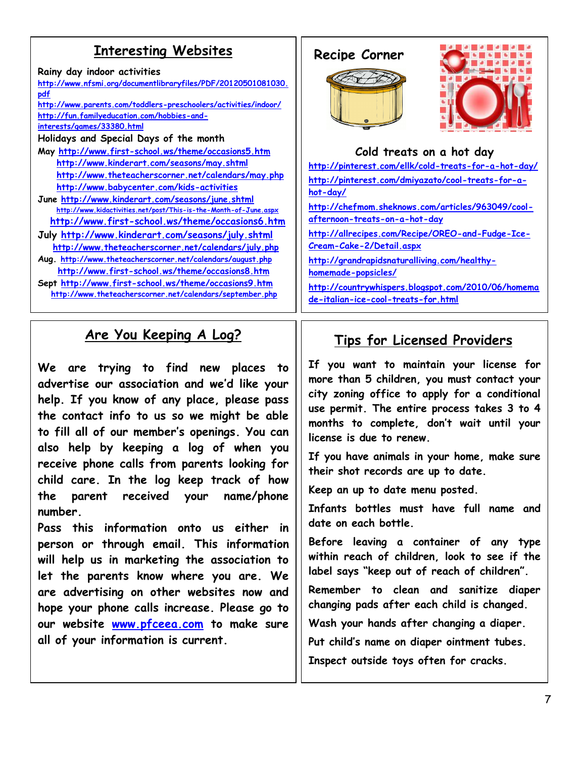## Interesting Websites

Rainy day indoor activities

http://www.nfsmi.org/documentlibraryfiles/PDF/20120501081030.pdf

http://www.parents.com/toddlers-preschoolers/activities/indoor/

http://fun.familyeducation.com/hobbies-and-interests/games/33380.html

Holidays and Special Days of the month

May http://www.first-school.ws/theme/occasions5.htm
http://www.kinderart.com/seasons/may.shtml
http://www.theteacherscorner.net/calendars/may.php
http://www.babycenter.com/kids-activities

June http://www.kinderart.com/seasons/june.shtml
http://www.kidactivities.net/post/This-is-the-Month-of-June.aspx
http://www.first-school.ws/theme/occasions6.htm

July http://www.kinderart.com/seasons/july.shtml
http://www.theteacherscorner.net/calendars/july.php

Aug. http://www.theteacherscorner.net/calendars/august.php
http://www.first-school.ws/theme/occasions8.htm

Sept http://www.first-school.ws/theme/occasions9.htm
http://www.theteacherscorner.net/calendars/september.php

## Recipe Corner

### Cold treats on a hot day

http://pinterest.com/ellk/cold-treats-for-a-hot-day/

http://pinterest.com/dmiyazato/cool-treats-for-a-hot-day/

http://chefmom.sheknows.com/articles/963049/cool-afternoon-treats-on-a-hot-day

http://allrecipes.com/Recipe/OREO-and-Fudge-Ice-Cream-Cake-2/Detail.aspx

http://grandrapidsnaturalliving.com/healthy-homemade-popsicles/

http://countrywhispers.blogspot.com/2010/06/homemade-italian-ice-cool-treats-for.html

## Are You Keeping A Log?

We are trying to find new places to advertise our association and we'd like your help. If you know of any place, please pass the contact info to us so we might be able to fill all of our member's openings. You can also help by keeping a log of when you receive phone calls from parents looking for child care. In the log keep track of how the parent received your name/phone number.

Pass this information onto us either in person or through email. This information will help us in marketing the association to let the parents know where you are. We are advertising on other websites now and hope your phone calls increase. Please go to our website www.pfceea.com to make sure all of your information is current.

## Tips for Licensed Providers

If you want to maintain your license for more than 5 children, you must contact your city zoning office to apply for a conditional use permit. The entire process takes 3 to 4 months to complete, don't wait until your license is due to renew.

If you have animals in your home, make sure their shot records are up to date.

Keep an up to date menu posted.

Infants bottles must have full name and date on each bottle.

Before leaving a container of any type within reach of children, look to see if the label says "keep out of reach of children".

Remember to clean and sanitize diaper changing pads after each child is changed.

Wash your hands after changing a diaper.

Put child's name on diaper ointment tubes.

Inspect outside toys often for cracks.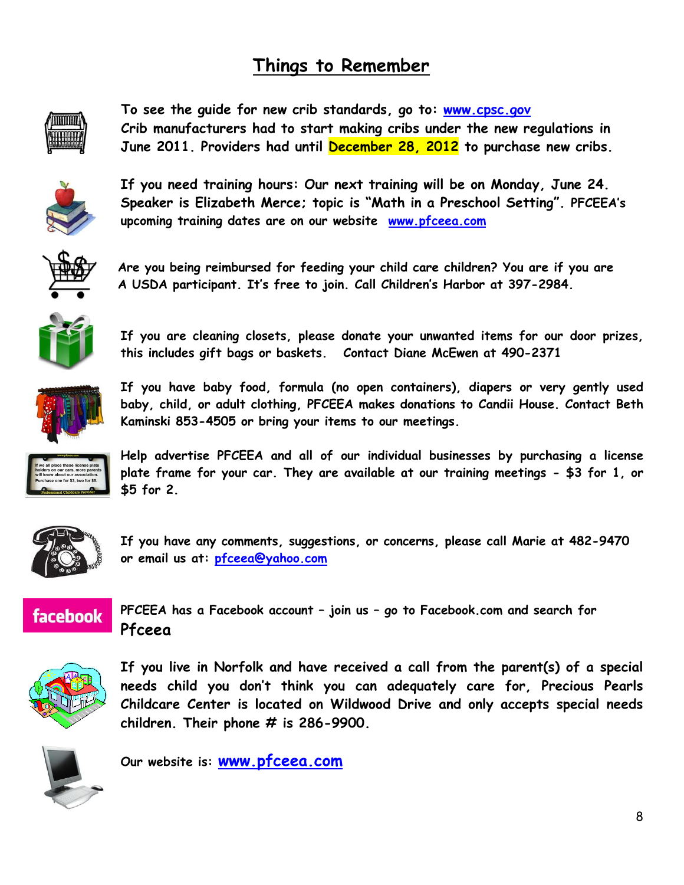# Things to Remember

**To see the guide for new crib standards, go to: www.cpsc.gov**
**Crib manufacturers had to start making cribs under the new regulations in June 2011. Providers had until December 28, 2012 to purchase new cribs.**

**If you need training hours: Our next training will be on Monday, June 24. Speaker is Elizabeth Merce; topic is "Math in a Preschool Setting". PFCEEA's upcoming training dates are on our website www.pfceea.com**

**Are you being reimbursed for feeding your child care children? You are if you are A USDA participant. It's free to join. Call Children's Harbor at 397-2984.**

**If you are cleaning closets, please donate your unwanted items for our door prizes, this includes gift bags or baskets. Contact Diane McEwen at 490-2371**

**If you have baby food, formula (no open containers), diapers or very gently used baby, child, or adult clothing, PFCEEA makes donations to Candii House. Contact Beth Kaminski 853-4505 or bring your items to our meetings.**

**Help advertise PFCEEA and all of our individual businesses by purchasing a license plate frame for your car. They are available at our training meetings - $3 for 1, or $5 for 2.**

**If you have any comments, suggestions, or concerns, please call Marie at 482-9470 or email us at: pfceea@yahoo.com**

**PFCEEA has a Facebook account – join us – go to Facebook.com and search for Pfceea**

**If you live in Norfolk and have received a call from the parent(s) of a special needs child you don't think you can adequately care for, Precious Pearls Childcare Center is located on Wildwood Drive and only accepts special needs children. Their phone # is 286-9900.**

**Our website is: www.pfceea.com**